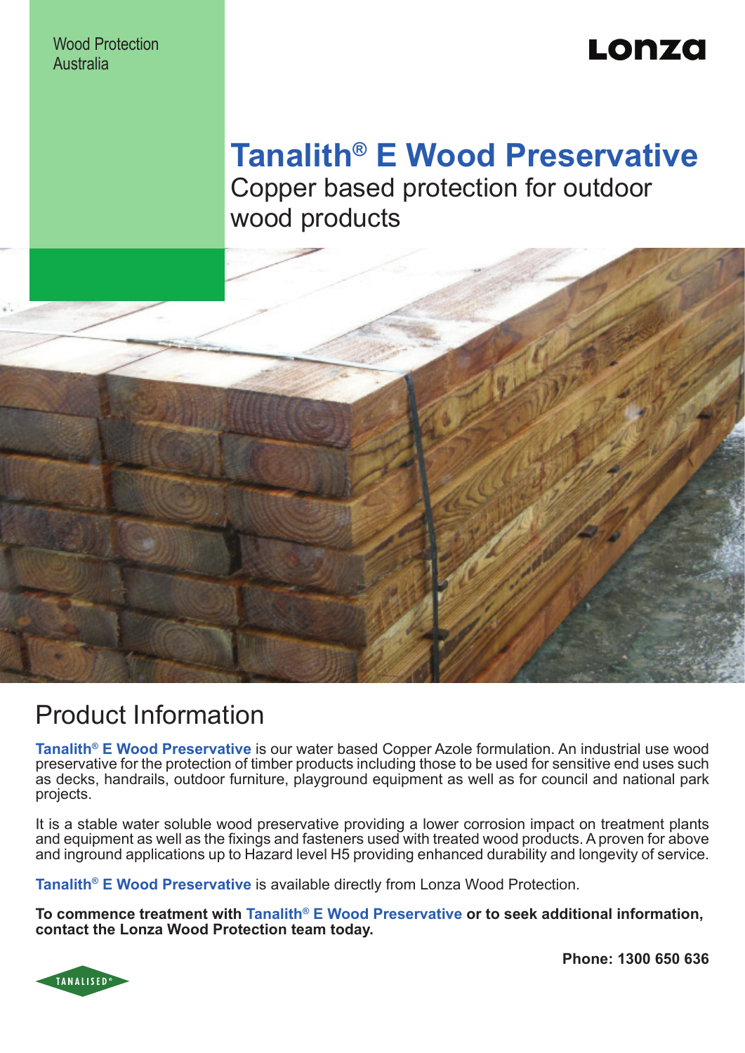Wood Protection
Australia

Lonza

# Tanalith® E Wood Preservative

Copper based protection for outdoor wood products

## Product Information

**Tanalith® E Wood Preservative** is our water based Copper Azole formulation. An industrial use wood preservative for the protection of timber products including those to be used for sensitive end uses such as decks, handrails, outdoor furniture, playground equipment as well as for council and national park projects.

It is a stable water soluble wood preservative providing a lower corrosion impact on treatment plants and equipment as well as the fixings and fasteners used with treated wood products. A proven for above and inground applications up to Hazard level H5 providing enhanced durability and longevity of service.

**Tanalith® E Wood Preservative** is available directly from Lonza Wood Protection.

**To commence treatment with Tanalith® E Wood Preservative or to seek additional information, contact the Lonza Wood Protection team today.**

**Phone: 1300 650 636**

TANALISED®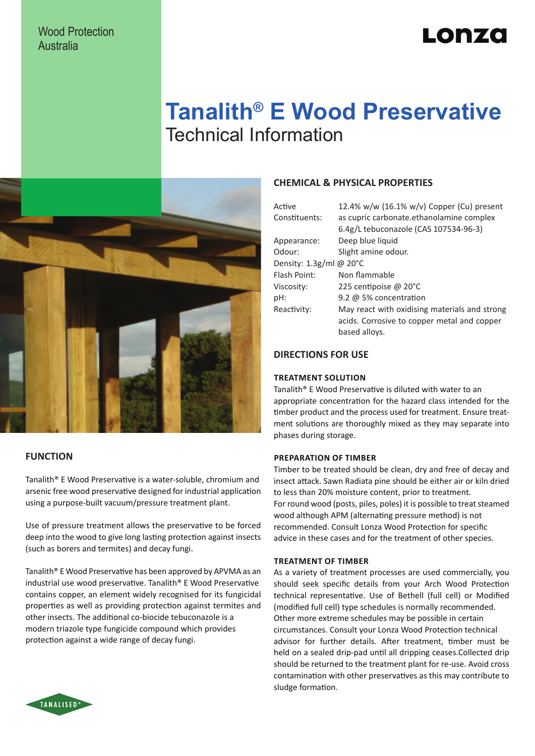Wood Protection Australia

# Tanalith® E Wood Preservative

Technical Information

## FUNCTION

Tanalith® E Wood Preservative is a water-soluble, chromium and arsenic free wood preservative designed for industrial application using a purpose-built vacuum/pressure treatment plant.

Use of pressure treatment allows the preservative to be forced deep into the wood to give long lasting protection against insects (such as borers and termites) and decay fungi.

Tanalith® E Wood Preservative has been approved by APVMA as an industrial use wood preservative. Tanalith® E Wood Preservative contains copper, an element widely recognised for its fungicidal properties as well as providing protection against termites and other insects. The additional co-biocide tebuconazole is a modern triazole type fungicide compound which provides protection against a wide range of decay fungi.

## CHEMICAL & PHYSICAL PROPERTIES

| | |
|---|---|
| Active Constituents: | 12.4% w/w (16.1% w/v) Copper (Cu) present as cupric carbonate.ethanolamine complex 6.4g/L tebuconazole (CAS 107534-96-3) |
| Appearance: | Deep blue liquid |
| Odour: | Slight amine odour. |
| Density: | 1.3g/ml @ 20°C |
| Flash Point: | Non flammable |
| Viscosity: | 225 centipoise @ 20°C |
| pH: | 9.2 @ 5% concentration |
| Reactivity: | May react with oxidising materials and strong acids. Corrosive to copper metal and copper based alloys. |

## DIRECTIONS FOR USE

### TREATMENT SOLUTION

Tanalith® E Wood Preservative is diluted with water to an appropriate concentration for the hazard class intended for the timber product and the process used for treatment. Ensure treatment solutions are thoroughly mixed as they may separate into phases during storage.

### PREPARATION OF TIMBER

Timber to be treated should be clean, dry and free of decay and insect attack. Sawn Radiata pine should be either air or kiln dried to less than 20% moisture content, prior to treatment.
For round wood (posts, piles, poles) it is possible to treat steamed wood although APM (alternating pressure method) is not recommended. Consult Lonza Wood Protection for specific advice in these cases and for the treatment of other species.

### TREATMENT OF TIMBER

As a variety of treatment processes are used commercially, you should seek specific details from your Arch Wood Protection technical representative. Use of Bethell (full cell) or Modified (modified full cell) type schedules is normally recommended. Other more extreme schedules may be possible in certain circumstances. Consult your Lonza Wood Protection technical advisor for further details. After treatment, timber must be held on a sealed drip-pad until all dripping ceases.Collected drip should be returned to the treatment plant for re-use. Avoid cross contamination with other preservatives as this may contribute to sludge formation.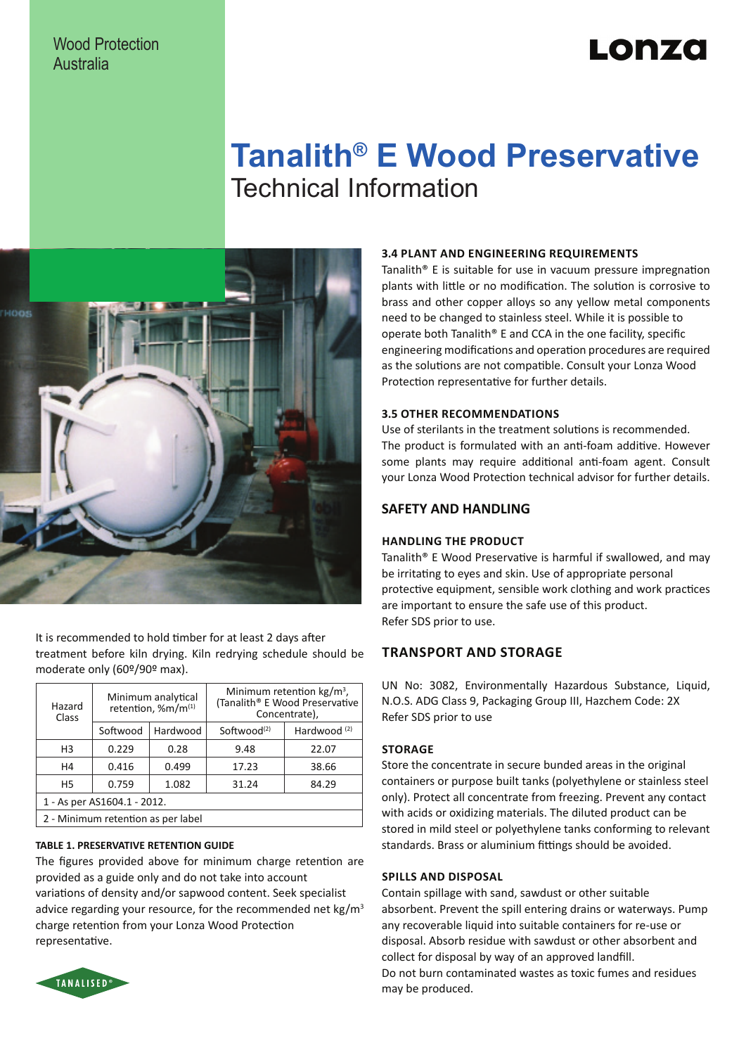Wood Protection Australia

# Tanalith® E Wood Preservative

## Technical Information

It is recommended to hold timber for at least 2 days after treatment before kiln drying. Kiln redrying schedule should be moderate only (60º/90º max).

| Hazard Class | Minimum analytical retention, %m/m[1] | | Minimum retention kg/m³, (Tanalith® E Wood Preservative Concentrate), | |
|---|---|---|---|---|
| | Softwood | Hardwood | Softwood[2] | Hardwood [2] |
| H3 | 0.229 | 0.28 | 9.48 | 22.07 |
| H4 | 0.416 | 0.499 | 17.23 | 38.66 |
| H5 | 0.759 | 1.082 | 31.24 | 84.29 |
| 1 - As per AS1604.1 - 2012. | | | | |
| 2 - Minimum retention as per label | | | | |

**TABLE 1. PRESERVATIVE RETENTION GUIDE**

The figures provided above for minimum charge retention are provided as a guide only and do not take into account variations of density and/or sapwood content. Seek specialist advice regarding your resource, for the recommended net kg/m³ charge retention from your Lonza Wood Protection representative.

#### 3.4 PLANT AND ENGINEERING REQUIREMENTS

Tanalith® E is suitable for use in vacuum pressure impregnation plants with little or no modification. The solution is corrosive to brass and other copper alloys so any yellow metal components need to be changed to stainless steel. While it is possible to operate both Tanalith® E and CCA in the one facility, specific engineering modifications and operation procedures are required as the solutions are not compatible. Consult your Lonza Wood Protection representative for further details.

#### 3.5 OTHER RECOMMENDATIONS

Use of sterilants in the treatment solutions is recommended. The product is formulated with an anti-foam additive. However some plants may require additional anti-foam agent. Consult your Lonza Wood Protection technical advisor for further details.

### SAFETY AND HANDLING

#### HANDLING THE PRODUCT

Tanalith® E Wood Preservative is harmful if swallowed, and may be irritating to eyes and skin. Use of appropriate personal protective equipment, sensible work clothing and work practices are important to ensure the safe use of this product.
Refer SDS prior to use.

### TRANSPORT AND STORAGE

UN No: 3082, Environmentally Hazardous Substance, Liquid, N.O.S. ADG Class 9, Packaging Group III, Hazchem Code: 2X
Refer SDS prior to use

#### STORAGE

Store the concentrate in secure bunded areas in the original containers or purpose built tanks (polyethylene or stainless steel only). Protect all concentrate from freezing. Prevent any contact with acids or oxidizing materials. The diluted product can be stored in mild steel or polyethylene tanks conforming to relevant standards. Brass or aluminium fittings should be avoided.

#### SPILLS AND DISPOSAL

Contain spillage with sand, sawdust or other suitable absorbent. Prevent the spill entering drains or waterways. Pump any recoverable liquid into suitable containers for re-use or disposal. Absorb residue with sawdust or other absorbent and collect for disposal by way of an approved landfill.
Do not burn contaminated wastes as toxic fumes and residues may be produced.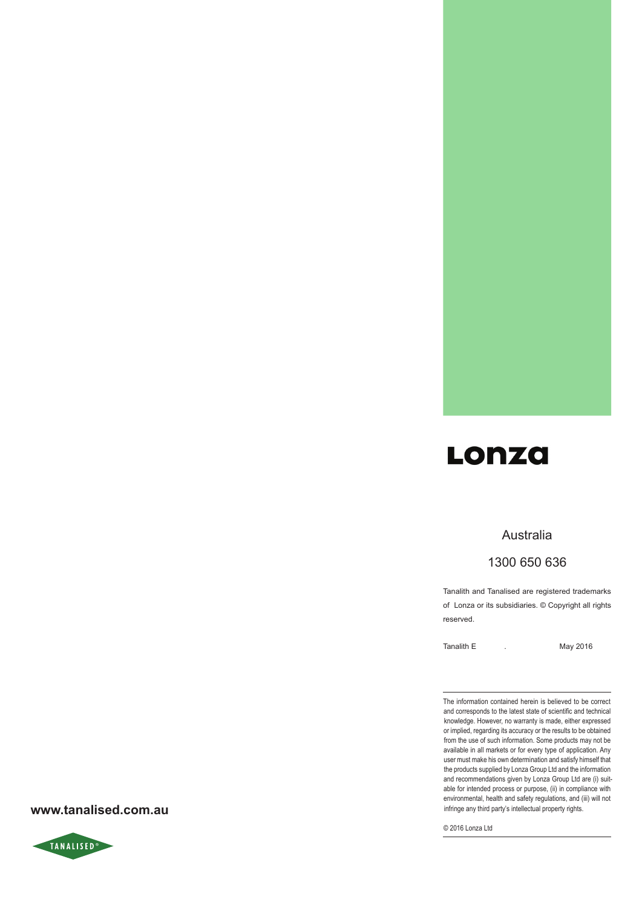Lonza

Australia

1300 650 636

Tanalith and Tanalised are registered trademarks of Lonza or its subsidiaries. © Copyright all rights reserved.

Tanalith E . May 2016

The information contained herein is believed to be correct and corresponds to the latest state of scientific and technical knowledge. However, no warranty is made, either expressed or implied, regarding its accuracy or the results to be obtained from the use of such information. Some products may not be available in all markets or for every type of application. Any user must make his own determination and satisfy himself that the products supplied by Lonza Group Ltd and the information and recommendations given by Lonza Group Ltd are (i) suitable for intended process or purpose, (ii) in compliance with environmental, health and safety regulations, and (iii) will not infringe any third party's intellectual property rights.

© 2016 Lonza Ltd

**www.tanalised.com.au**

TANALISED®